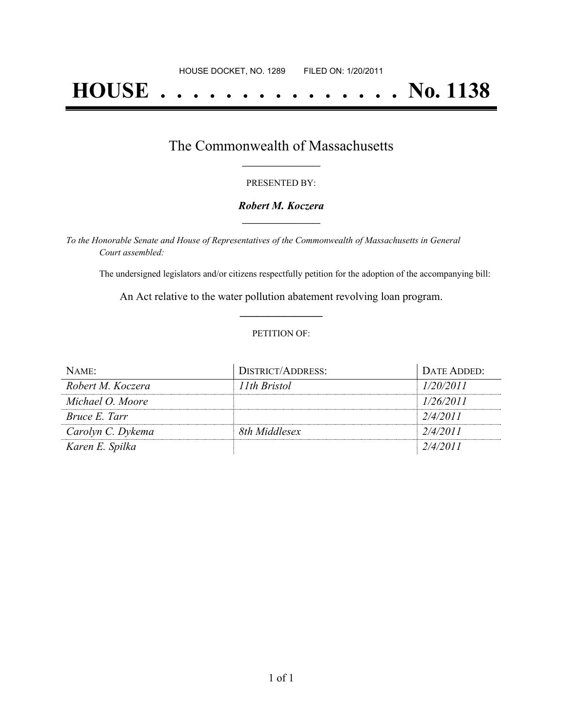HOUSE DOCKET, NO. 1289        FILED ON: 1/20/2011

# HOUSE . . . . . . . . . . . . . . . No. 1138

## The Commonwealth of Massachusetts

PRESENTED BY:

***Robert M. Koczera***

*To the Honorable Senate and House of Representatives of the Commonwealth of Massachusetts in General Court assembled:*

The undersigned legislators and/or citizens respectfully petition for the adoption of the accompanying bill:

An Act relative to the water pollution abatement revolving loan program.

PETITION OF:

| NAME: | DISTRICT/ADDRESS: | DATE ADDED: |
|---|---|---|
| *Robert M. Koczera* | *11th Bristol* | *1/20/2011* |
| *Michael O. Moore* | | *1/26/2011* |
| *Bruce E. Tarr* | | *2/4/2011* |
| *Carolyn C. Dykema* | *8th Middlesex* | *2/4/2011* |
| *Karen E. Spilka* | | *2/4/2011* |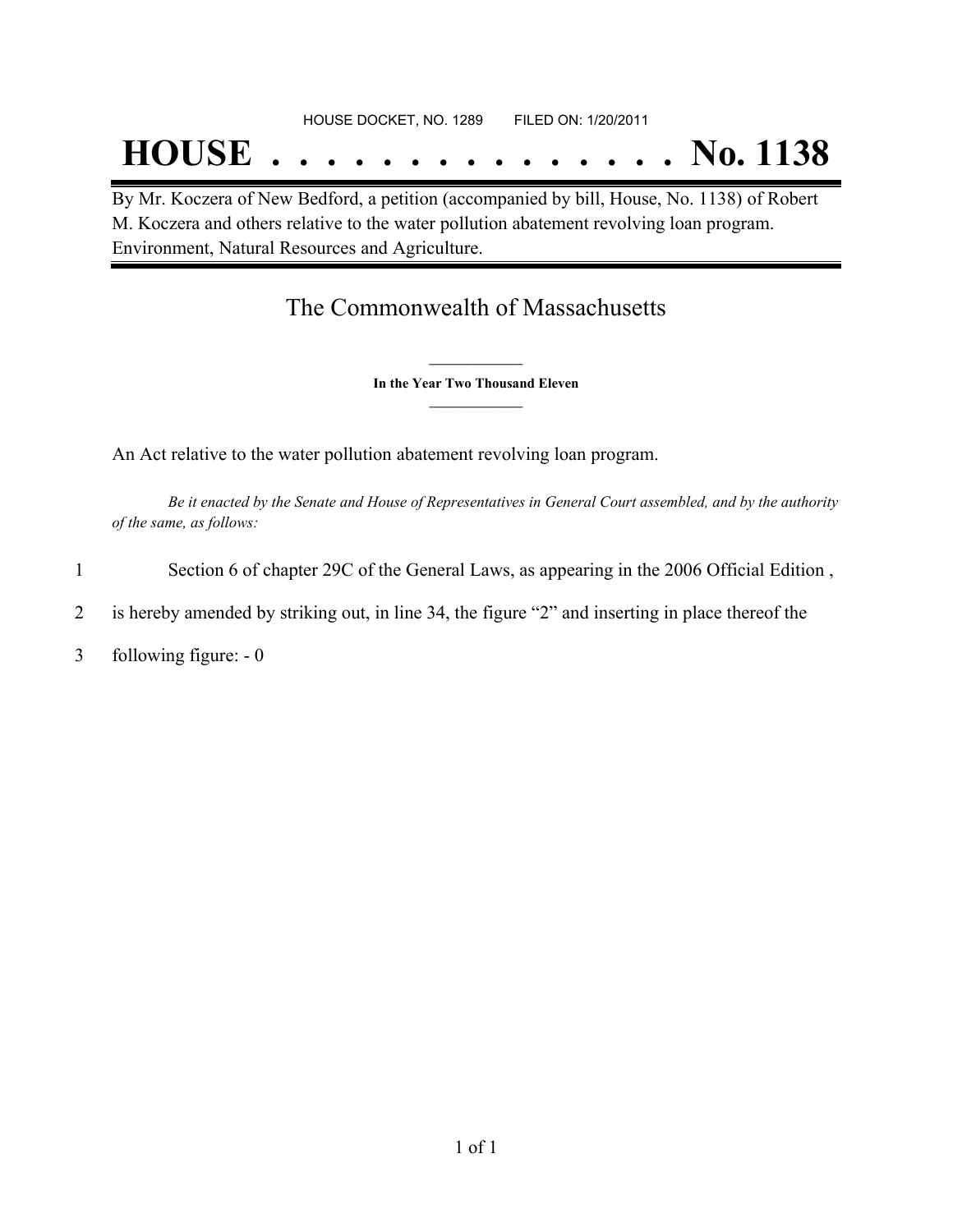HOUSE DOCKET, NO. 1289 FILED ON: 1/20/2011

# HOUSE . . . . . . . . . . . . . . . No. 1138

By Mr. Koczera of New Bedford, a petition (accompanied by bill, House, No. 1138) of Robert M. Koczera and others relative to the water pollution abatement revolving loan program. Environment, Natural Resources and Agriculture.

## The Commonwealth of Massachusetts

**In the Year Two Thousand Eleven**

An Act relative to the water pollution abatement revolving loan program.

*Be it enacted by the Senate and House of Representatives in General Court assembled, and by the authority of the same, as follows:*

1 Section 6 of chapter 29C of the General Laws, as appearing in the 2006 Official Edition ,

2 is hereby amended by striking out, in line 34, the figure "2" and inserting in place thereof the

3 following figure: - 0